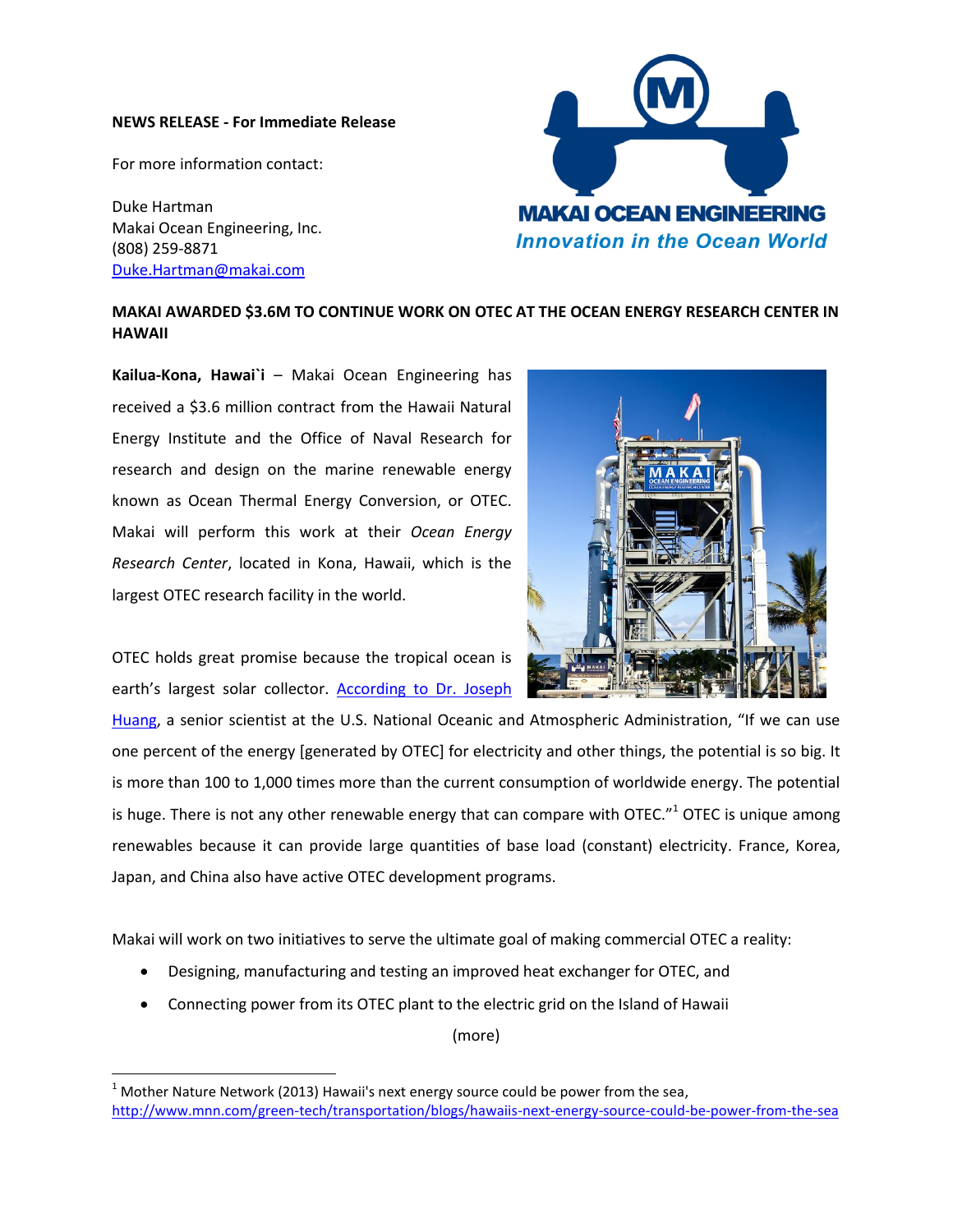**NEWS RELEASE - For Immediate Release**

For more information contact:

Duke Hartman
Makai Ocean Engineering, Inc.
(808) 259-8871
Duke.Hartman@makai.com

MAKAI OCEAN ENGINEERING
*Innovation in the Ocean World*

# MAKAI AWARDED $3.6M TO CONTINUE WORK ON OTEC AT THE OCEAN ENERGY RESEARCH CENTER IN HAWAII

**Kailua-Kona, Hawai`i** – Makai Ocean Engineering has received a $3.6 million contract from the Hawaii Natural Energy Institute and the Office of Naval Research for research and design on the marine renewable energy known as Ocean Thermal Energy Conversion, or OTEC. Makai will perform this work at their *Ocean Energy Research Center*, located in Kona, Hawaii, which is the largest OTEC research facility in the world.

OTEC holds great promise because the tropical ocean is earth's largest solar collector. According to Dr. Joseph Huang, a senior scientist at the U.S. National Oceanic and Atmospheric Administration, "If we can use one percent of the energy [generated by OTEC] for electricity and other things, the potential is so big. It is more than 100 to 1,000 times more than the current consumption of worldwide energy. The potential is huge. There is not any other renewable energy that can compare with OTEC."[1] OTEC is unique among renewables because it can provide large quantities of base load (constant) electricity. France, Korea, Japan, and China also have active OTEC development programs.

Makai will work on two initiatives to serve the ultimate goal of making commercial OTEC a reality:

- Designing, manufacturing and testing an improved heat exchanger for OTEC, and
- Connecting power from its OTEC plant to the electric grid on the Island of Hawaii

(more)

[1] Mother Nature Network (2013) Hawaii's next energy source could be power from the sea, http://www.mnn.com/green-tech/transportation/blogs/hawaiis-next-energy-source-could-be-power-from-the-sea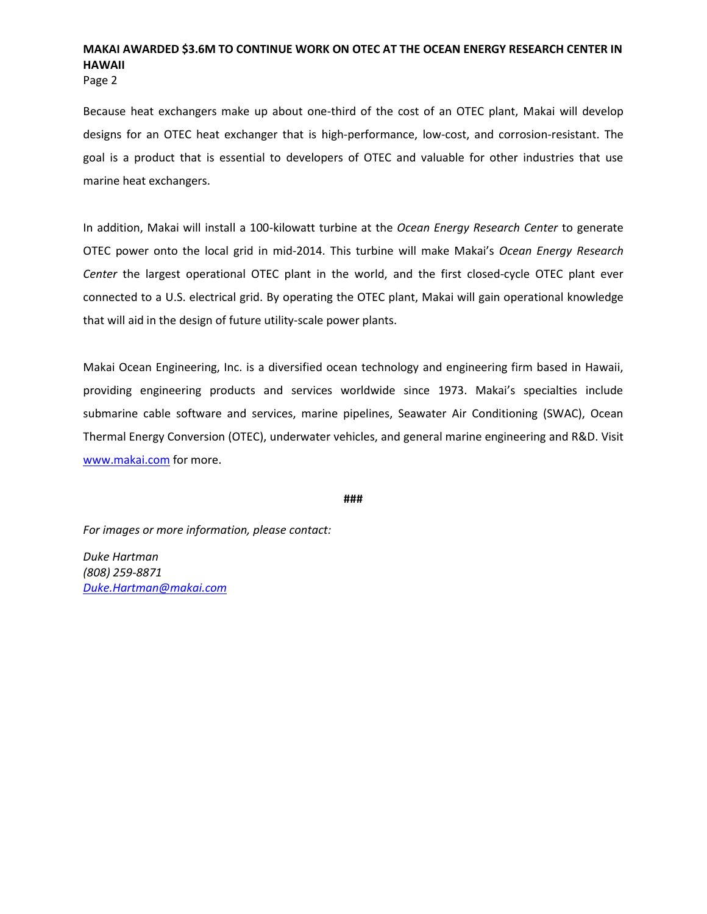Because heat exchangers make up about one-third of the cost of an OTEC plant, Makai will develop designs for an OTEC heat exchanger that is high-performance, low-cost, and corrosion-resistant. The goal is a product that is essential to developers of OTEC and valuable for other industries that use marine heat exchangers.

In addition, Makai will install a 100-kilowatt turbine at the *Ocean Energy Research Center* to generate OTEC power onto the local grid in mid-2014. This turbine will make Makai's *Ocean Energy Research Center* the largest operational OTEC plant in the world, and the first closed-cycle OTEC plant ever connected to a U.S. electrical grid. By operating the OTEC plant, Makai will gain operational knowledge that will aid in the design of future utility-scale power plants.

Makai Ocean Engineering, Inc. is a diversified ocean technology and engineering firm based in Hawaii, providing engineering products and services worldwide since 1973. Makai's specialties include submarine cable software and services, marine pipelines, Seawater Air Conditioning (SWAC), Ocean Thermal Energy Conversion (OTEC), underwater vehicles, and general marine engineering and R&D. Visit [www.makai.com](http://www.makai.com) for more.

**###**

*For images or more information, please contact:*

*Duke Hartman*
*(808) 259-8871*
*[Duke.Hartman@makai.com](mailto:Duke.Hartman@makai.com)*